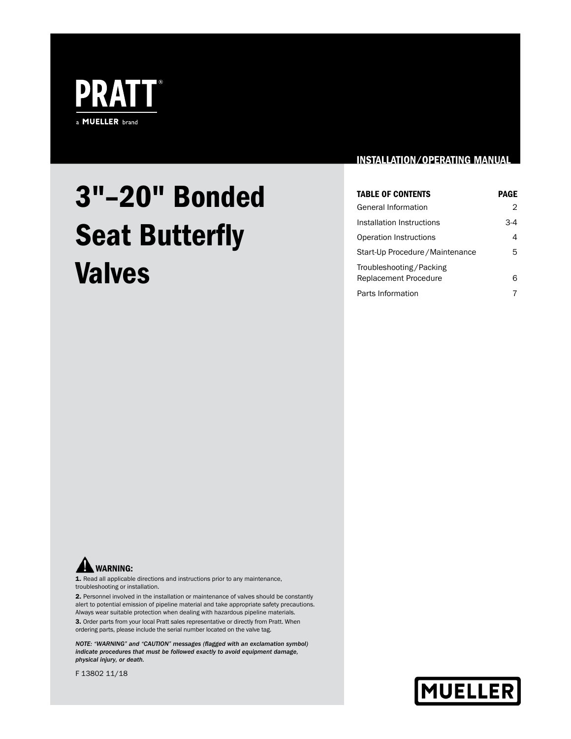PRATT®

a MUELLER brand

INSTALLATION/OPERATING MANUAL

# 3"–20" Bonded Seat Butterfly Valves

| TABLE OF CONTENTS | PAGE |
|---|---|
| General Information | 2 |
| Installation Instructions | 3-4 |
| Operation Instructions | 4 |
| Start-Up Procedure / Maintenance | 5 |
| Troubleshooting / Packing Replacement Procedure | 6 |
| Parts Information | 7 |

**WARNING:**

**1.** Read all applicable directions and instructions prior to any maintenance, troubleshooting or installation.

**2.** Personnel involved in the installation or maintenance of valves should be constantly alert to potential emission of pipeline material and take appropriate safety precautions. Always wear suitable protection when dealing with hazardous pipeline materials.

**3.** Order parts from your local Pratt sales representative or directly from Pratt. When ordering parts, please include the serial number located on the valve tag.

***NOTE: "WARNING" and "CAUTION" messages (flagged with an exclamation symbol) indicate procedures that must be followed exactly to avoid equipment damage, physical injury, or death.***

F 13802 11/18

MUELLER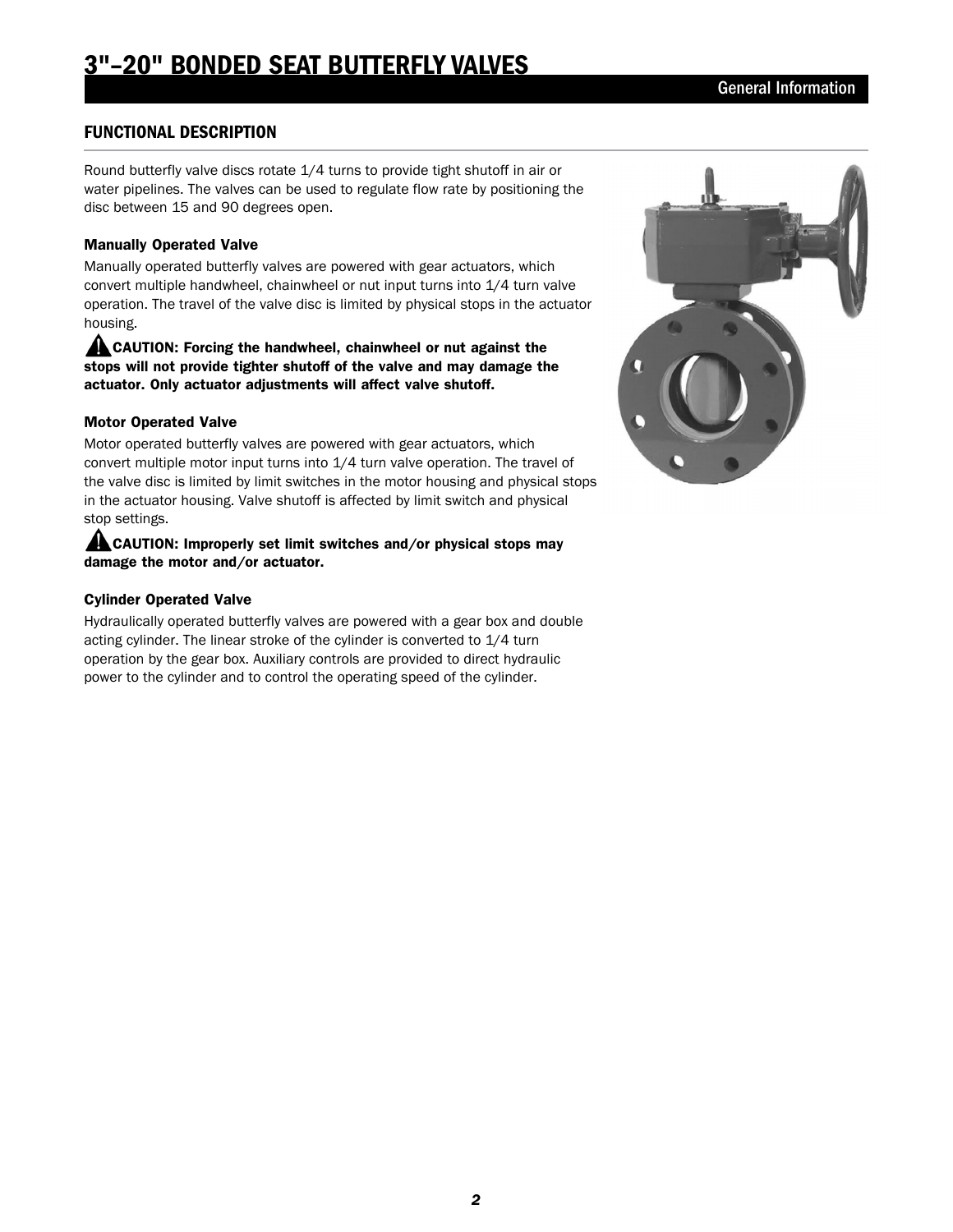# 3"–20" BONDED SEAT BUTTERFLY VALVES

General Information

## FUNCTIONAL DESCRIPTION

Round butterfly valve discs rotate 1/4 turns to provide tight shutoff in air or water pipelines. The valves can be used to regulate flow rate by positioning the disc between 15 and 90 degrees open.

### Manually Operated Valve

Manually operated butterfly valves are powered with gear actuators, which convert multiple handwheel, chainwheel or nut input turns into 1/4 turn valve operation. The travel of the valve disc is limited by physical stops in the actuator housing.

**⚠ CAUTION: Forcing the handwheel, chainwheel or nut against the stops will not provide tighter shutoff of the valve and may damage the actuator. Only actuator adjustments will affect valve shutoff.**

### Motor Operated Valve

Motor operated butterfly valves are powered with gear actuators, which convert multiple motor input turns into 1/4 turn valve operation. The travel of the valve disc is limited by limit switches in the motor housing and physical stops in the actuator housing. Valve shutoff is affected by limit switch and physical stop settings.

**⚠ CAUTION: Improperly set limit switches and/or physical stops may damage the motor and/or actuator.**

### Cylinder Operated Valve

Hydraulically operated butterfly valves are powered with a gear box and double acting cylinder. The linear stroke of the cylinder is converted to 1/4 turn operation by the gear box. Auxiliary controls are provided to direct hydraulic power to the cylinder and to control the operating speed of the cylinder.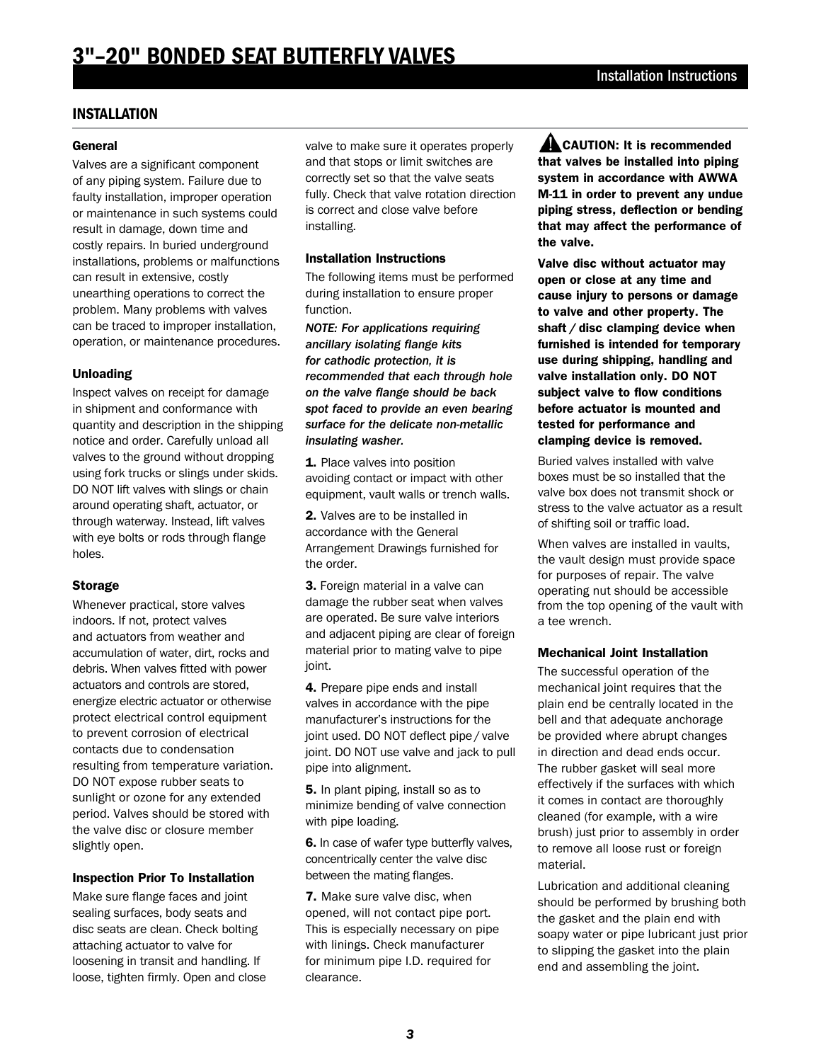# 3"–20" BONDED SEAT BUTTERFLY VALVES

Installation Instructions

## INSTALLATION

### General

Valves are a significant component of any piping system. Failure due to faulty installation, improper operation or maintenance in such systems could result in damage, down time and costly repairs. In buried underground installations, problems or malfunctions can result in extensive, costly unearthing operations to correct the problem. Many problems with valves can be traced to improper installation, operation, or maintenance procedures.

### Unloading

Inspect valves on receipt for damage in shipment and conformance with quantity and description in the shipping notice and order. Carefully unload all valves to the ground without dropping using fork trucks or slings under skids. DO NOT lift valves with slings or chain around operating shaft, actuator, or through waterway. Instead, lift valves with eye bolts or rods through flange holes.

### Storage

Whenever practical, store valves indoors. If not, protect valves and actuators from weather and accumulation of water, dirt, rocks and debris. When valves fitted with power actuators and controls are stored, energize electric actuator or otherwise protect electrical control equipment to prevent corrosion of electrical contacts due to condensation resulting from temperature variation. DO NOT expose rubber seats to sunlight or ozone for any extended period. Valves should be stored with the valve disc or closure member slightly open.

### Inspection Prior To Installation

Make sure flange faces and joint sealing surfaces, body seats and disc seats are clean. Check bolting attaching actuator to valve for loosening in transit and handling. If loose, tighten firmly. Open and close valve to make sure it operates properly and that stops or limit switches are correctly set so that the valve seats fully. Check that valve rotation direction is correct and close valve before installing.

### Installation Instructions

The following items must be performed during installation to ensure proper function.

*NOTE: For applications requiring ancillary isolating flange kits for cathodic protection, it is recommended that each through hole on the valve flange should be back spot faced to provide an even bearing surface for the delicate non-metallic insulating washer.*

**1.** Place valves into position avoiding contact or impact with other equipment, vault walls or trench walls.

**2.** Valves are to be installed in accordance with the General Arrangement Drawings furnished for the order.

**3.** Foreign material in a valve can damage the rubber seat when valves are operated. Be sure valve interiors and adjacent piping are clear of foreign material prior to mating valve to pipe joint.

**4.** Prepare pipe ends and install valves in accordance with the pipe manufacturer's instructions for the joint used. DO NOT deflect pipe / valve joint. DO NOT use valve and jack to pull pipe into alignment.

**5.** In plant piping, install so as to minimize bending of valve connection with pipe loading.

**6.** In case of wafer type butterfly valves, concentrically center the valve disc between the mating flanges.

**7.** Make sure valve disc, when opened, will not contact pipe port. This is especially necessary on pipe with linings. Check manufacturer for minimum pipe I.D. required for clearance.

**⚠ CAUTION: It is recommended that valves be installed into piping system in accordance with AWWA M-11 in order to prevent any undue piping stress, deflection or bending that may affect the performance of the valve.**

**Valve disc without actuator may open or close at any time and cause injury to persons or damage to valve and other property. The shaft / disc clamping device when furnished is intended for temporary use during shipping, handling and valve installation only. DO NOT subject valve to flow conditions before actuator is mounted and tested for performance and clamping device is removed.**

Buried valves installed with valve boxes must be so installed that the valve box does not transmit shock or stress to the valve actuator as a result of shifting soil or traffic load.

When valves are installed in vaults, the vault design must provide space for purposes of repair. The valve operating nut should be accessible from the top opening of the vault with a tee wrench.

### Mechanical Joint Installation

The successful operation of the mechanical joint requires that the plain end be centrally located in the bell and that adequate anchorage be provided where abrupt changes in direction and dead ends occur. The rubber gasket will seal more effectively if the surfaces with which it comes in contact are thoroughly cleaned (for example, with a wire brush) just prior to assembly in order to remove all loose rust or foreign material.

Lubrication and additional cleaning should be performed by brushing both the gasket and the plain end with soapy water or pipe lubricant just prior to slipping the gasket into the plain end and assembling the joint.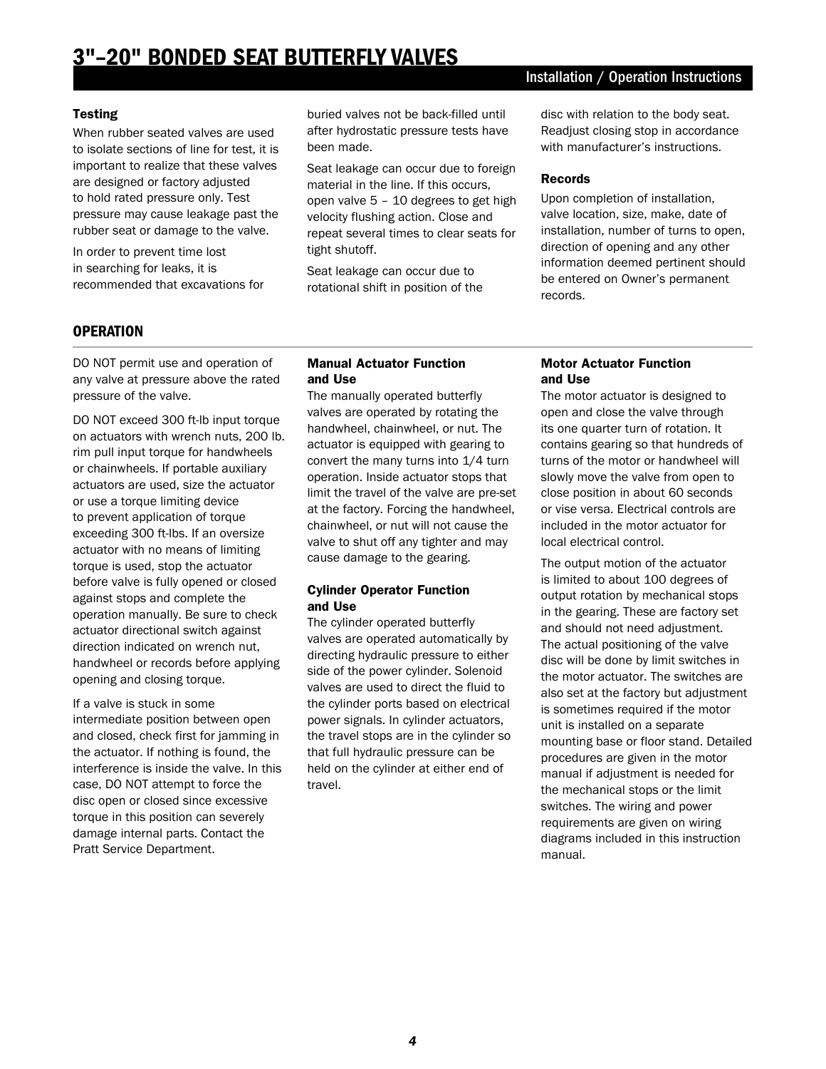# 3"–20" BONDED SEAT BUTTERFLY VALVES

## Installation / Operation Instructions

### Testing

When rubber seated valves are used to isolate sections of line for test, it is important to realize that these valves are designed or factory adjusted to hold rated pressure only. Test pressure may cause leakage past the rubber seat or damage to the valve.

In order to prevent time lost in searching for leaks, it is recommended that excavations for buried valves not be back-filled until after hydrostatic pressure tests have been made.

Seat leakage can occur due to foreign material in the line. If this occurs, open valve 5 – 10 degrees to get high velocity flushing action. Close and repeat several times to clear seats for tight shutoff.

Seat leakage can occur due to rotational shift in position of the disc with relation to the body seat. Readjust closing stop in accordance with manufacturer's instructions.

### Records

Upon completion of installation, valve location, size, make, date of installation, number of turns to open, direction of opening and any other information deemed pertinent should be entered on Owner's permanent records.

## OPERATION

DO NOT permit use and operation of any valve at pressure above the rated pressure of the valve.

DO NOT exceed 300 ft-lb input torque on actuators with wrench nuts, 200 lb. rim pull input torque for handwheels or chainwheels. If portable auxiliary actuators are used, size the actuator or use a torque limiting device to prevent application of torque exceeding 300 ft-lbs. If an oversize actuator with no means of limiting torque is used, stop the actuator before valve is fully opened or closed against stops and complete the operation manually. Be sure to check actuator directional switch against direction indicated on wrench nut, handwheel or records before applying opening and closing torque.

If a valve is stuck in some intermediate position between open and closed, check first for jamming in the actuator. If nothing is found, the interference is inside the valve. In this case, DO NOT attempt to force the disc open or closed since excessive torque in this position can severely damage internal parts. Contact the Pratt Service Department.

### Manual Actuator Function and Use

The manually operated butterfly valves are operated by rotating the handwheel, chainwheel, or nut. The actuator is equipped with gearing to convert the many turns into 1/4 turn operation. Inside actuator stops that limit the travel of the valve are pre-set at the factory. Forcing the handwheel, chainwheel, or nut will not cause the valve to shut off any tighter and may cause damage to the gearing.

### Cylinder Operator Function and Use

The cylinder operated butterfly valves are operated automatically by directing hydraulic pressure to either side of the power cylinder. Solenoid valves are used to direct the fluid to the cylinder ports based on electrical power signals. In cylinder actuators, the travel stops are in the cylinder so that full hydraulic pressure can be held on the cylinder at either end of travel.

### Motor Actuator Function and Use

The motor actuator is designed to open and close the valve through its one quarter turn of rotation. It contains gearing so that hundreds of turns of the motor or handwheel will slowly move the valve from open to close position in about 60 seconds or vise versa. Electrical controls are included in the motor actuator for local electrical control.

The output motion of the actuator is limited to about 100 degrees of output rotation by mechanical stops in the gearing. These are factory set and should not need adjustment. The actual positioning of the valve disc will be done by limit switches in the motor actuator. The switches are also set at the factory but adjustment is sometimes required if the motor unit is installed on a separate mounting base or floor stand. Detailed procedures are given in the motor manual if adjustment is needed for the mechanical stops or the limit switches. The wiring and power requirements are given on wiring diagrams included in this instruction manual.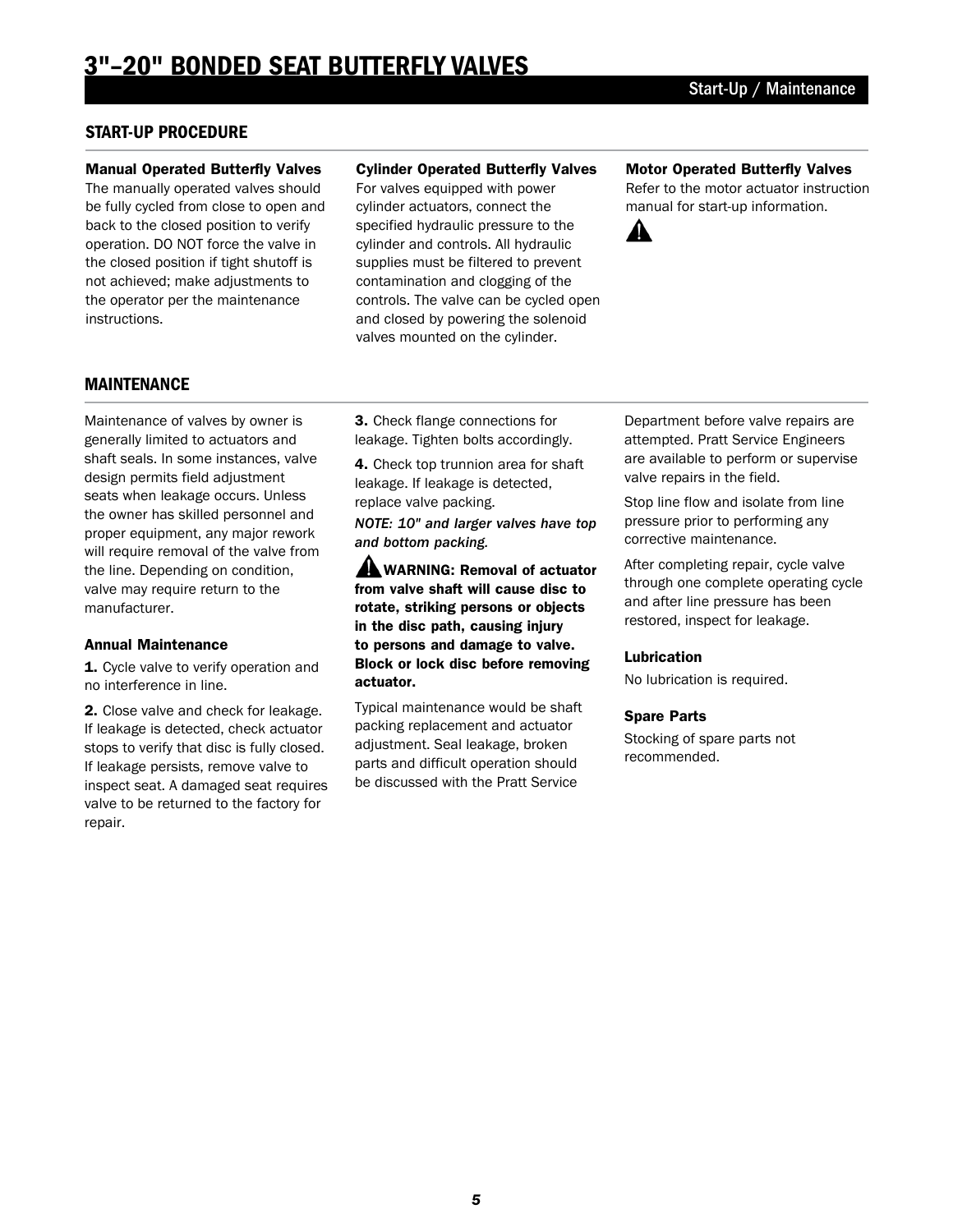# 3"–20" BONDED SEAT BUTTERFLY VALVES

Start-Up / Maintenance

## START-UP PROCEDURE

### Manual Operated Butterfly Valves

The manually operated valves should be fully cycled from close to open and back to the closed position to verify operation. DO NOT force the valve in the closed position if tight shutoff is not achieved; make adjustments to the operator per the maintenance instructions.

### Cylinder Operated Butterfly Valves

For valves equipped with power cylinder actuators, connect the specified hydraulic pressure to the cylinder and controls. All hydraulic supplies must be filtered to prevent contamination and clogging of the controls. The valve can be cycled open and closed by powering the solenoid valves mounted on the cylinder.

### Motor Operated Butterfly Valves

Refer to the motor actuator instruction manual for start-up information.

⚠

## MAINTENANCE

Maintenance of valves by owner is generally limited to actuators and shaft seals. In some instances, valve design permits field adjustment seats when leakage occurs. Unless the owner has skilled personnel and proper equipment, any major rework will require removal of the valve from the line. Depending on condition, valve may require return to the manufacturer.

### Annual Maintenance

**1.** Cycle valve to verify operation and no interference in line.

**2.** Close valve and check for leakage. If leakage is detected, check actuator stops to verify that disc is fully closed. If leakage persists, remove valve to inspect seat. A damaged seat requires valve to be returned to the factory for repair.

**3.** Check flange connections for leakage. Tighten bolts accordingly.

**4.** Check top trunnion area for shaft leakage. If leakage is detected, replace valve packing.

***NOTE: 10" and larger valves have top and bottom packing.***

⚠ **WARNING: Removal of actuator from valve shaft will cause disc to rotate, striking persons or objects in the disc path, causing injury to persons and damage to valve. Block or lock disc before removing actuator.**

Typical maintenance would be shaft packing replacement and actuator adjustment. Seal leakage, broken parts and difficult operation should be discussed with the Pratt Service Department before valve repairs are attempted. Pratt Service Engineers are available to perform or supervise valve repairs in the field.

Stop line flow and isolate from line pressure prior to performing any corrective maintenance.

After completing repair, cycle valve through one complete operating cycle and after line pressure has been restored, inspect for leakage.

### Lubrication

No lubrication is required.

### Spare Parts

Stocking of spare parts not recommended.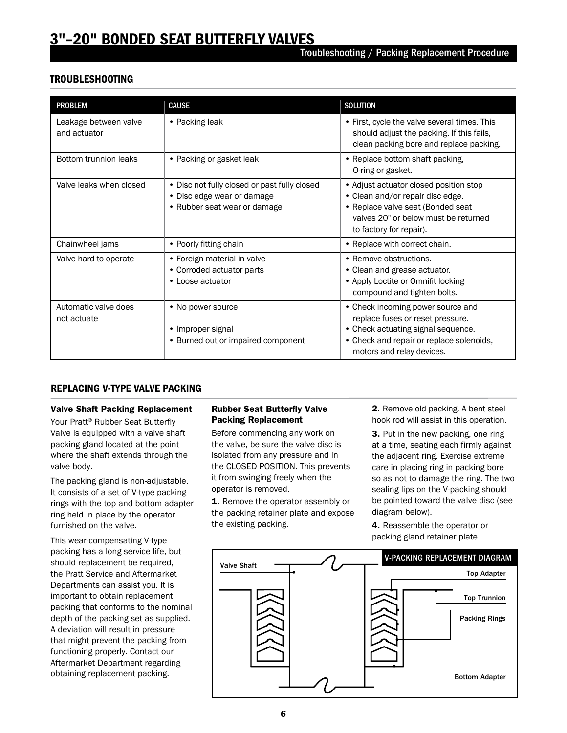# 3"–20" BONDED SEAT BUTTERFLY VALVES

Troubleshooting / Packing Replacement Procedure

## TROUBLESHOOTING

| PROBLEM | CAUSE | SOLUTION |
|---|---|---|
| Leakage between valve and actuator | • Packing leak | • First, cycle the valve several times. This should adjust the packing. If this fails, clean packing bore and replace packing. |
| Bottom trunnion leaks | • Packing or gasket leak | • Replace bottom shaft packing, O-ring or gasket. |
| Valve leaks when closed | • Disc not fully closed or past fully closed<br>• Disc edge wear or damage<br>• Rubber seat wear or damage | • Adjust actuator closed position stop<br>• Clean and/or repair disc edge.<br>• Replace valve seat (Bonded seat valves 20" or below must be returned to factory for repair). |
| Chainwheel jams | • Poorly fitting chain | • Replace with correct chain. |
| Valve hard to operate | • Foreign material in valve<br>• Corroded actuator parts<br>• Loose actuator | • Remove obstructions.<br>• Clean and grease actuator.<br>• Apply Loctite or Omnifit locking compound and tighten bolts. |
| Automatic valve does not actuate | • No power source<br>• Improper signal<br>• Burned out or impaired component | • Check incoming power source and replace fuses or reset pressure.<br>• Check actuating signal sequence.<br>• Check and repair or replace solenoids, motors and relay devices. |

## REPLACING V-TYPE VALVE PACKING

### Valve Shaft Packing Replacement

Your Pratt® Rubber Seat Butterfly Valve is equipped with a valve shaft packing gland located at the point where the shaft extends through the valve body.

The packing gland is non-adjustable. It consists of a set of V-type packing rings with the top and bottom adapter ring held in place by the operator furnished on the valve.

This wear-compensating V-type packing has a long service life, but should replacement be required, the Pratt Service and Aftermarket Departments can assist you. It is important to obtain replacement packing that conforms to the nominal depth of the packing set as supplied. A deviation will result in pressure that might prevent the packing from functioning properly. Contact our Aftermarket Department regarding obtaining replacement packing.

### Rubber Seat Butterfly Valve Packing Replacement

Before commencing any work on the valve, be sure the valve disc is isolated from any pressure and in the CLOSED POSITION. This prevents it from swinging freely when the operator is removed.

**1.** Remove the operator assembly or the packing retainer plate and expose the existing packing.

**2.** Remove old packing. A bent steel hook rod will assist in this operation.

**3.** Put in the new packing, one ring at a time, seating each firmly against the adjacent ring. Exercise extreme care in placing ring in packing bore so as not to damage the ring. The two sealing lips on the V-packing should be pointed toward the valve disc (see diagram below).

**4.** Reassemble the operator or packing gland retainer plate.

V-PACKING REPLACEMENT DIAGRAM

Valve Shaft

Top Adapter

Top Trunnion

Packing Rings

Bottom Adapter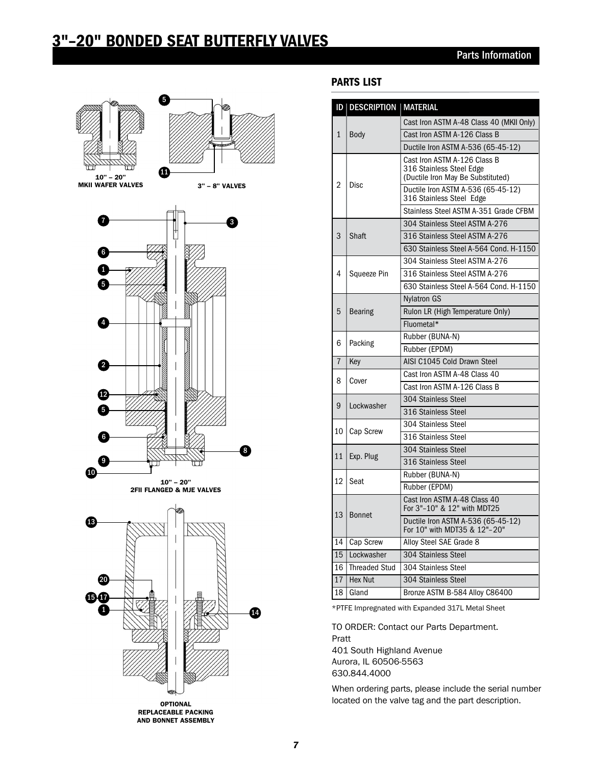# 3"–20" BONDED SEAT BUTTERFLY VALVES

Parts Information

10" – 20"
MKII WAFER VALVES

3" – 8" VALVES

10" – 20"
2FII FLANGED & MJE VALVES

OPTIONAL
REPLACEABLE PACKING
AND BONNET ASSEMBLY

## PARTS LIST

| ID | DESCRIPTION | MATERIAL |
|---|---|---|
| 1 | Body | Cast Iron ASTM A-48 Class 40 (MKII Only) |
| | | Cast Iron ASTM A-126 Class B |
| | | Ductile Iron ASTM A-536 (65-45-12) |
| 2 | Disc | Cast Iron ASTM A-126 Class B 316 Stainless Steel Edge (Ductile Iron May Be Substituted) |
| | | Ductile Iron ASTM A-536 (65-45-12) 316 Stainless Steel Edge |
| | | Stainless Steel ASTM A-351 Grade CFBM |
| 3 | Shaft | 304 Stainless Steel ASTM A-276 |
| | | 316 Stainless Steel ASTM A-276 |
| | | 630 Stainless Steel A-564 Cond. H-1150 |
| 4 | Squeeze Pin | 304 Stainless Steel ASTM A-276 |
| | | 316 Stainless Steel ASTM A-276 |
| | | 630 Stainless Steel A-564 Cond. H-1150 |
| 5 | Bearing | Nylatron GS |
| | | Rulon LR (High Temperature Only) |
| | | Fluometal* |
| 6 | Packing | Rubber (BUNA-N) |
| | | Rubber (EPDM) |
| 7 | Key | AISI C1045 Cold Drawn Steel |
| 8 | Cover | Cast Iron ASTM A-48 Class 40 |
| | | Cast Iron ASTM A-126 Class B |
| 9 | Lockwasher | 304 Stainless Steel |
| | | 316 Stainless Steel |
| 10 | Cap Screw | 304 Stainless Steel |
| | | 316 Stainless Steel |
| 11 | Exp. Plug | 304 Stainless Steel |
| | | 316 Stainless Steel |
| 12 | Seat | Rubber (BUNA-N) |
| | | Rubber (EPDM) |
| 13 | Bonnet | Cast Iron ASTM A-48 Class 40 For 3"–10" & 12" with MDT25 |
| | | Ductile Iron ASTM A-536 (65-45-12) For 10" with MDT35 & 12"–20" |
| 14 | Cap Screw | Alloy Steel SAE Grade 8 |
| 15 | Lockwasher | 304 Stainless Steel |
| 16 | Threaded Stud | 304 Stainless Steel |
| 17 | Hex Nut | 304 Stainless Steel |
| 18 | Gland | Bronze ASTM B-584 Alloy C86400 |

*PTFE Impregnated with Expanded 317L Metal Sheet

TO ORDER: Contact our Parts Department.
Pratt
401 South Highland Avenue
Aurora, IL 60506-5563
630.844.4000

When ordering parts, please include the serial number located on the valve tag and the part description.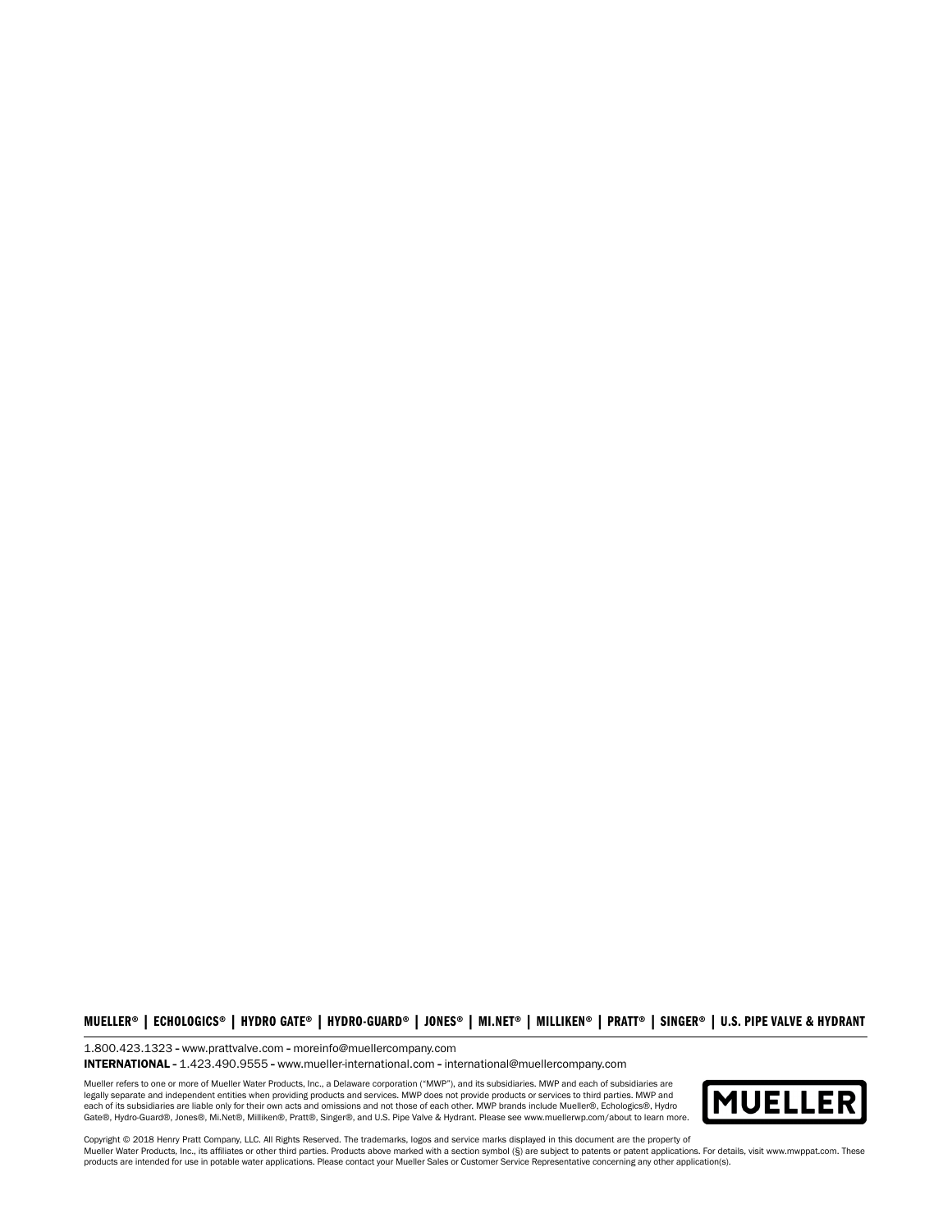**MUELLER® | ECHOLOGICS® | HYDRO GATE® | HYDRO-GUARD® | JONES® | MI.NET® | MILLIKEN® | PRATT® | SINGER® | U.S. PIPE VALVE & HYDRANT**

1.800.423.1323 – www.prattvalve.com – moreinfo@muellercompany.com
**INTERNATIONAL** – 1.423.490.9555 – www.mueller-international.com – international@muellercompany.com

Mueller refers to one or more of Mueller Water Products, Inc., a Delaware corporation ("MWP"), and its subsidiaries. MWP and each of subsidiaries are legally separate and independent entities when providing products and services. MWP does not provide products or services to third parties. MWP and each of its subsidiaries are liable only for their own acts and omissions and not those of each other. MWP brands include Mueller®, Echologics®, Hydro Gate®, Hydro-Guard®, Jones®, Mi.Net®, Milliken®, Pratt®, Singer®, and U.S. Pipe Valve & Hydrant. Please see www.muellerwp.com/about to learn more.

MUELLER

Copyright © 2018 Henry Pratt Company, LLC. All Rights Reserved. The trademarks, logos and service marks displayed in this document are the property of Mueller Water Products, Inc., its affiliates or other third parties. Products above marked with a section symbol (§) are subject to patents or patent applications. For details, visit www.mwppat.com. These products are intended for use in potable water applications. Please contact your Mueller Sales or Customer Service Representative concerning any other application(s).